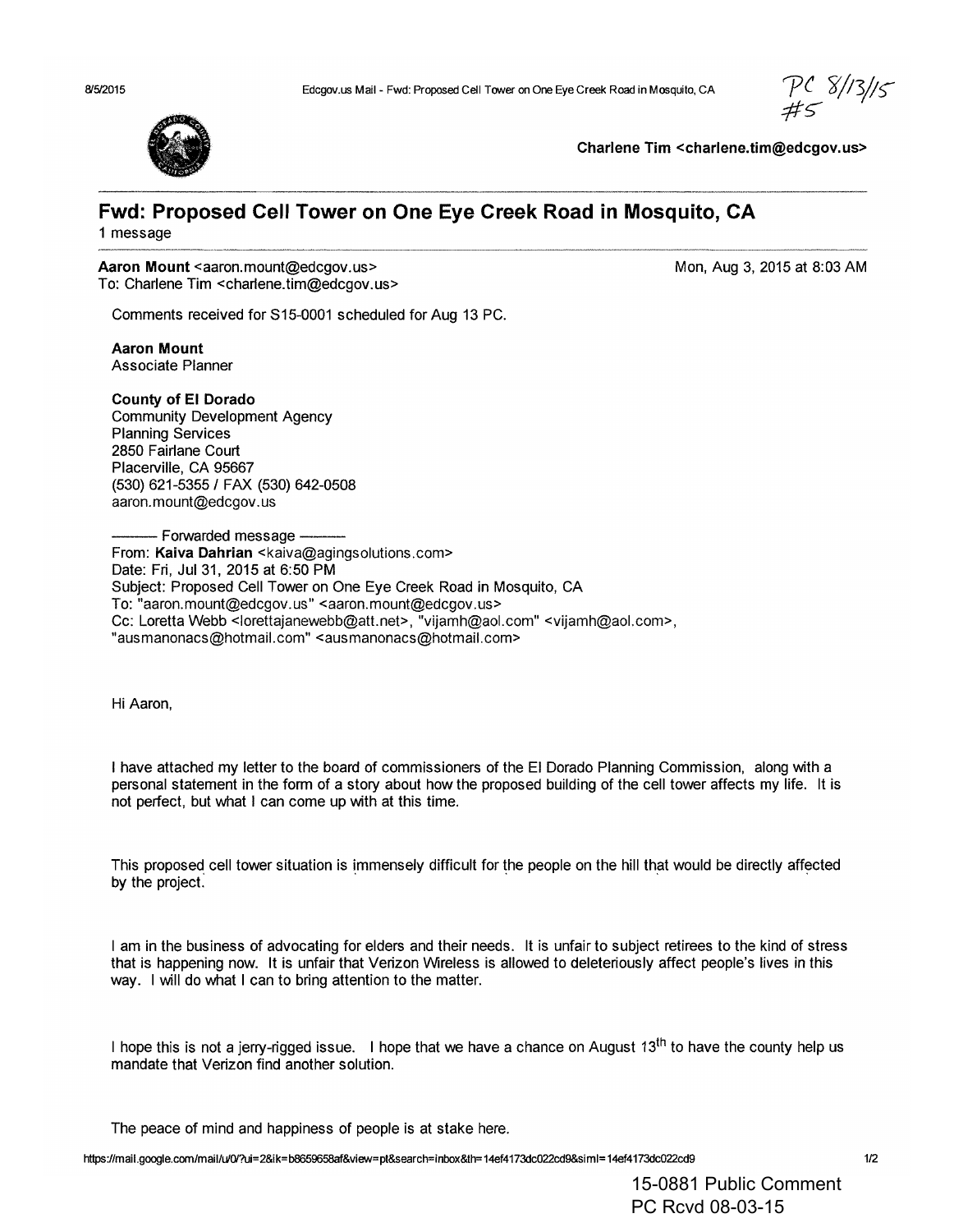PC 8/13/15
#5

Charlene Tim <charlene.tim@edcgov.us>

# Fwd: Proposed Cell Tower on One Eye Creek Road in Mosquito, CA

1 message

**Aaron Mount** <aaron.mount@edcgov.us>
To: Charlene Tim <charlene.tim@edcgov.us>

Mon, Aug 3, 2015 at 8:03 AM

Comments received for S15-0001 scheduled for Aug 13 PC.

**Aaron Mount**
Associate Planner

**County of El Dorado**
Community Development Agency
Planning Services
2850 Fairlane Court
Placerville, CA 95667
(530) 621-5355 / FAX (530) 642-0508
aaron.mount@edcgov.us

---------- Forwarded message ----------
From: **Kaiva Dahrian** <kaiva@agingsolutions.com>
Date: Fri, Jul 31, 2015 at 6:50 PM
Subject: Proposed Cell Tower on One Eye Creek Road in Mosquito, CA
To: "aaron.mount@edcgov.us" <aaron.mount@edcgov.us>
Cc: Loretta Webb <lorettajanewebb@att.net>, "vijamh@aol.com" <vijamh@aol.com>, "ausmanonacs@hotmail.com" <ausmanonacs@hotmail.com>

Hi Aaron,

I have attached my letter to the board of commissioners of the El Dorado Planning Commission, along with a personal statement in the form of a story about how the proposed building of the cell tower affects my life. It is not perfect, but what I can come up with at this time.

This proposed cell tower situation is immensely difficult for the people on the hill that would be directly affected by the project.

I am in the business of advocating for elders and their needs. It is unfair to subject retirees to the kind of stress that is happening now. It is unfair that Verizon Wireless is allowed to deleteriously affect people's lives in this way. I will do what I can to bring attention to the matter.

I hope this is not a jerry-rigged issue. I hope that we have a chance on August 13th to have the county help us mandate that Verizon find another solution.

The peace of mind and happiness of people is at stake here.

15-0881 Public Comment
PC Rcvd 08-03-15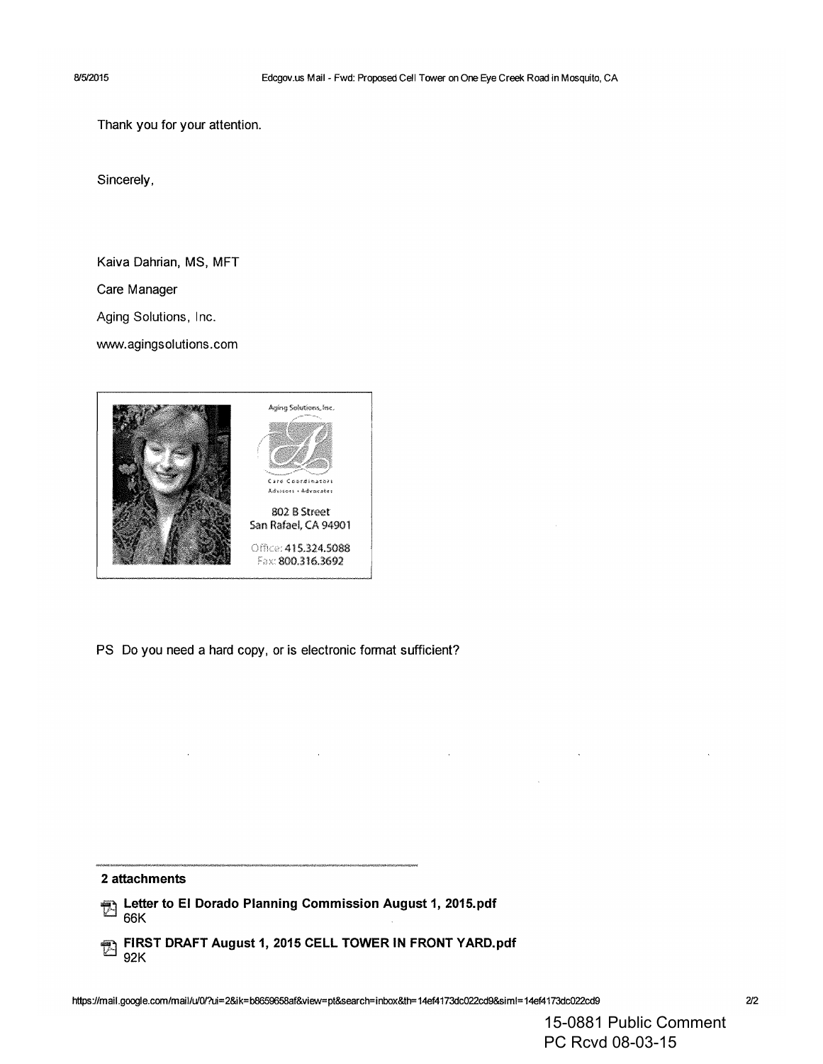Thank you for your attention.

Sincerely,

Kaiva Dahrian, MS, MFT

Care Manager

Aging Solutions, Inc.

www.agingsolutions.com

Aging Solutions, Inc.

Care Coordinators
Advisors • Advocates

802 B Street
San Rafael, CA 94901

Office: 415.324.5088
Fax: 800.316.3692

PS Do you need a hard copy, or is electronic format sufficient?

**2 attachments**

**Letter to El Dorado Planning Commission August 1, 2015.pdf**
66K

**FIRST DRAFT August 1, 2015 CELL TOWER IN FRONT YARD.pdf**
92K

15-0881 Public Comment
PC Rcvd 08-03-15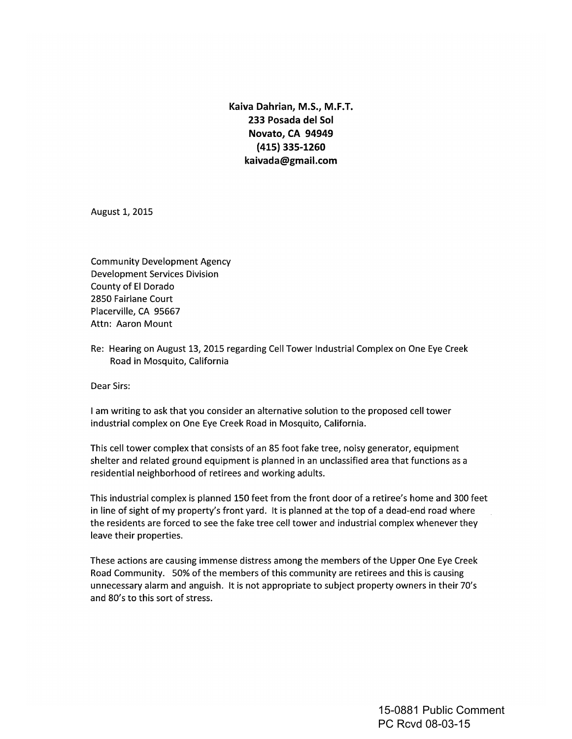**Kaiva Dahrian, M.S., M.F.T.**
**233 Posada del Sol**
**Novato, CA 94949**
**(415) 335-1260**
**kaivada@gmail.com**

August 1, 2015

Community Development Agency
Development Services Division
County of El Dorado
2850 Fairlane Court
Placerville, CA 95667
Attn: Aaron Mount

Re: Hearing on August 13, 2015 regarding Cell Tower Industrial Complex on One Eye Creek Road in Mosquito, California

Dear Sirs:

I am writing to ask that you consider an alternative solution to the proposed cell tower industrial complex on One Eye Creek Road in Mosquito, California.

This cell tower complex that consists of an 85 foot fake tree, noisy generator, equipment shelter and related ground equipment is planned in an unclassified area that functions as a residential neighborhood of retirees and working adults.

This industrial complex is planned 150 feet from the front door of a retiree's home and 300 feet in line of sight of my property's front yard. It is planned at the top of a dead-end road where the residents are forced to see the fake tree cell tower and industrial complex whenever they leave their properties.

These actions are causing immense distress among the members of the Upper One Eye Creek Road Community. 50% of the members of this community are retirees and this is causing unnecessary alarm and anguish. It is not appropriate to subject property owners in their 70's and 80's to this sort of stress.

15-0881 Public Comment
PC Rcvd 08-03-15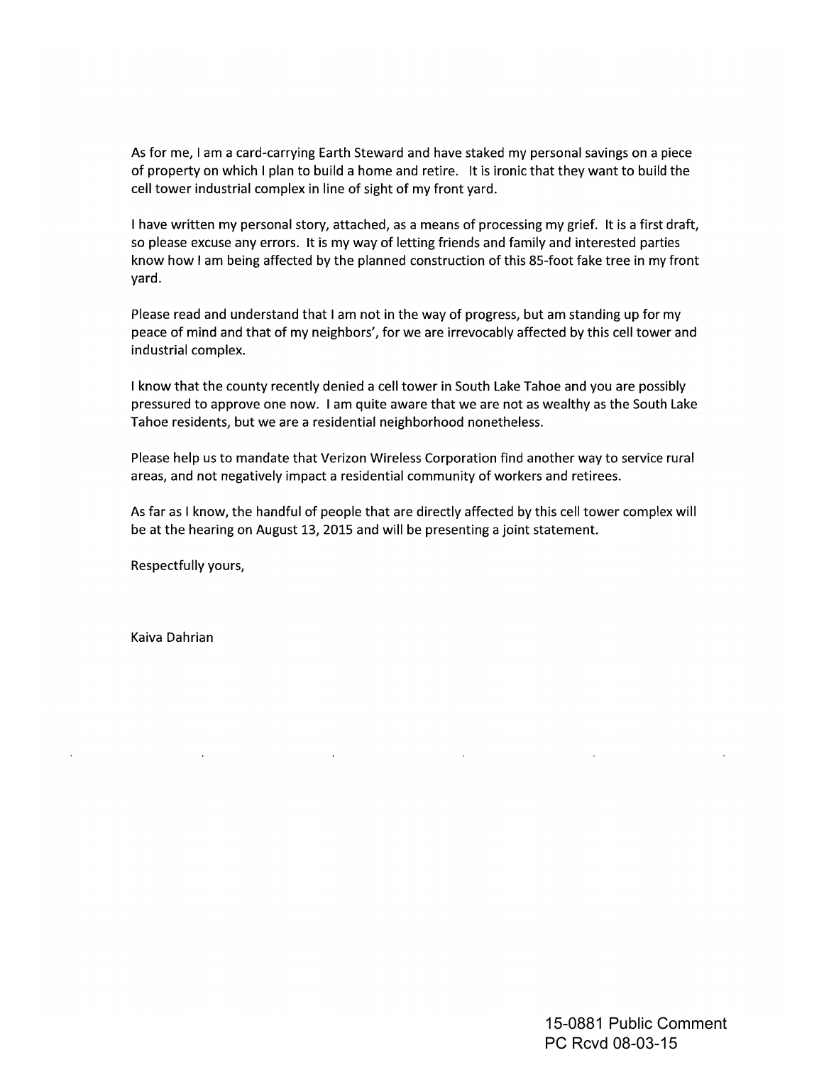As for me, I am a card-carrying Earth Steward and have staked my personal savings on a piece of property on which I plan to build a home and retire. It is ironic that they want to build the cell tower industrial complex in line of sight of my front yard.

I have written my personal story, attached, as a means of processing my grief. It is a first draft, so please excuse any errors. It is my way of letting friends and family and interested parties know how I am being affected by the planned construction of this 85-foot fake tree in my front yard.

Please read and understand that I am not in the way of progress, but am standing up for my peace of mind and that of my neighbors', for we are irrevocably affected by this cell tower and industrial complex.

I know that the county recently denied a cell tower in South Lake Tahoe and you are possibly pressured to approve one now. I am quite aware that we are not as wealthy as the South Lake Tahoe residents, but we are a residential neighborhood nonetheless.

Please help us to mandate that Verizon Wireless Corporation find another way to service rural areas, and not negatively impact a residential community of workers and retirees.

As far as I know, the handful of people that are directly affected by this cell tower complex will be at the hearing on August 13, 2015 and will be presenting a joint statement.

Respectfully yours,

Kaiva Dahrian

15-0881 Public Comment
PC Rcvd 08-03-15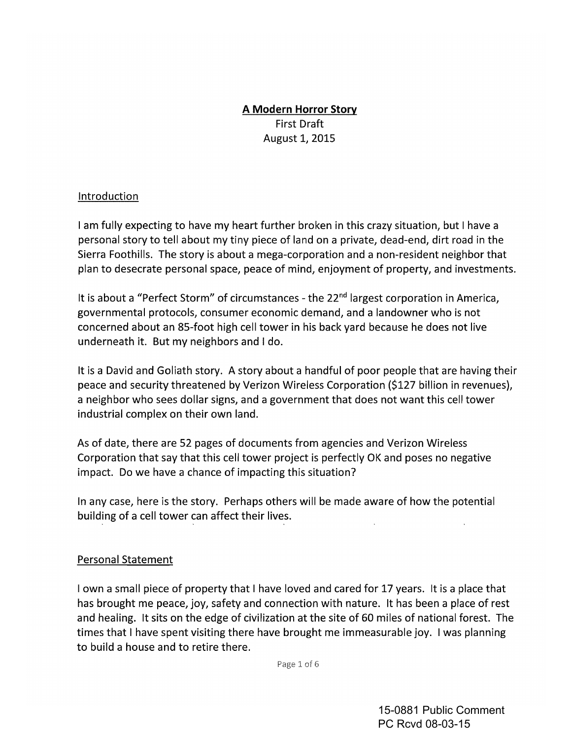## **A Modern Horror Story**

First Draft
August 1, 2015

Introduction

I am fully expecting to have my heart further broken in this crazy situation, but I have a personal story to tell about my tiny piece of land on a private, dead-end, dirt road in the Sierra Foothills. The story is about a mega-corporation and a non-resident neighbor that plan to desecrate personal space, peace of mind, enjoyment of property, and investments.

It is about a "Perfect Storm" of circumstances - the 22nd largest corporation in America, governmental protocols, consumer economic demand, and a landowner who is not concerned about an 85-foot high cell tower in his back yard because he does not live underneath it. But my neighbors and I do.

It is a David and Goliath story. A story about a handful of poor people that are having their peace and security threatened by Verizon Wireless Corporation ($127 billion in revenues), a neighbor who sees dollar signs, and a government that does not want this cell tower industrial complex on their own land.

As of date, there are 52 pages of documents from agencies and Verizon Wireless Corporation that say that this cell tower project is perfectly OK and poses no negative impact. Do we have a chance of impacting this situation?

In any case, here is the story. Perhaps others will be made aware of how the potential building of a cell tower can affect their lives.

Personal Statement

I own a small piece of property that I have loved and cared for 17 years. It is a place that has brought me peace, joy, safety and connection with nature. It has been a place of rest and healing. It sits on the edge of civilization at the site of 60 miles of national forest. The times that I have spent visiting there have brought me immeasurable joy. I was planning to build a house and to retire there.

15-0881 Public Comment
PC Rcvd 08-03-15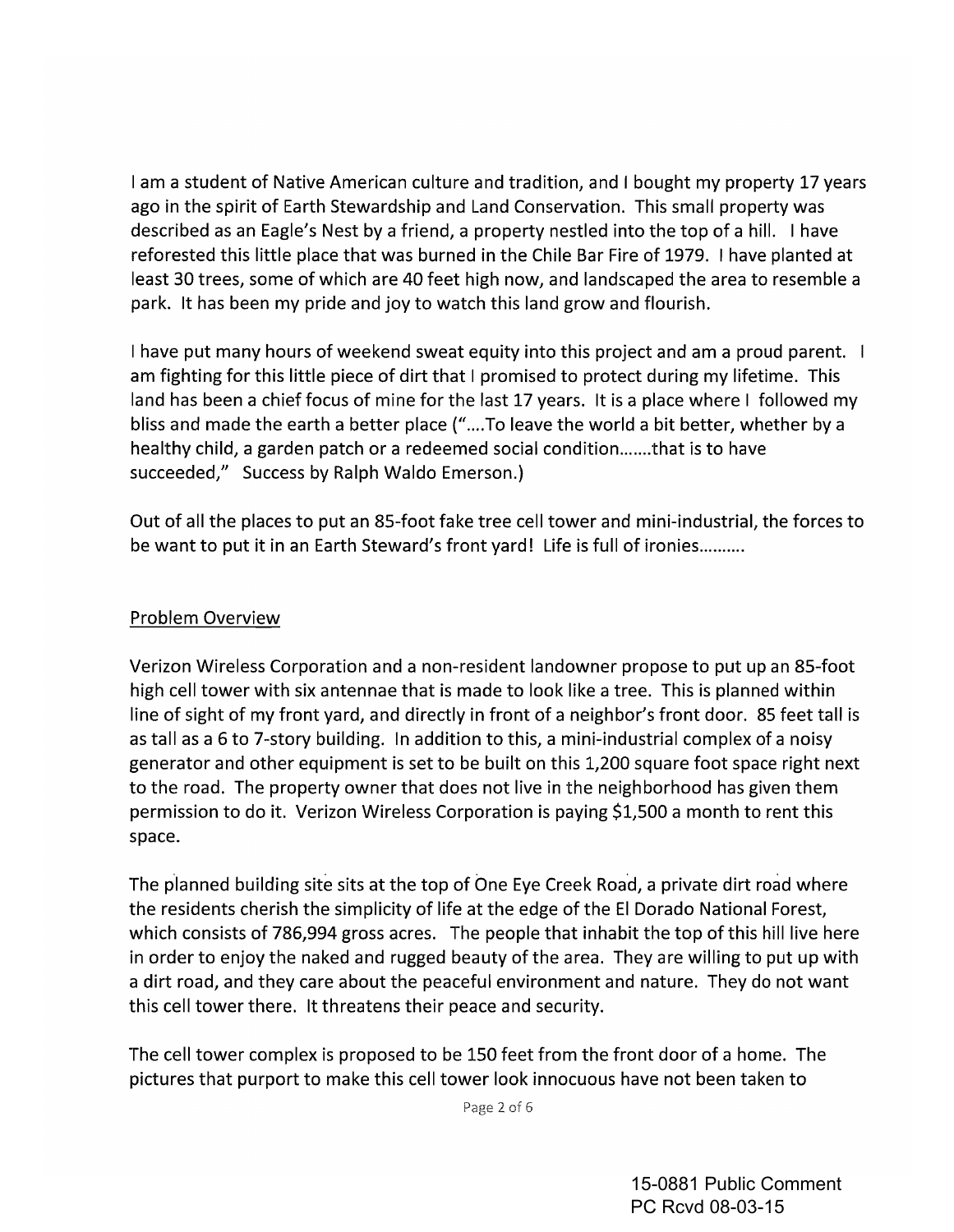I am a student of Native American culture and tradition, and I bought my property 17 years ago in the spirit of Earth Stewardship and Land Conservation. This small property was described as an Eagle's Nest by a friend, a property nestled into the top of a hill. I have reforested this little place that was burned in the Chile Bar Fire of 1979. I have planted at least 30 trees, some of which are 40 feet high now, and landscaped the area to resemble a park. It has been my pride and joy to watch this land grow and flourish.

I have put many hours of weekend sweat equity into this project and am a proud parent. I am fighting for this little piece of dirt that I promised to protect during my lifetime. This land has been a chief focus of mine for the last 17 years. It is a place where I followed my bliss and made the earth a better place ("....To leave the world a bit better, whether by a healthy child, a garden patch or a redeemed social condition.......that is to have succeeded," Success by Ralph Waldo Emerson.)

Out of all the places to put an 85-foot fake tree cell tower and mini-industrial, the forces to be want to put it in an Earth Steward's front yard! Life is full of ironies..........

## Problem Overview

Verizon Wireless Corporation and a non-resident landowner propose to put up an 85-foot high cell tower with six antennae that is made to look like a tree. This is planned within line of sight of my front yard, and directly in front of a neighbor's front door. 85 feet tall is as tall as a 6 to 7-story building. In addition to this, a mini-industrial complex of a noisy generator and other equipment is set to be built on this 1,200 square foot space right next to the road. The property owner that does not live in the neighborhood has given them permission to do it. Verizon Wireless Corporation is paying $1,500 a month to rent this space.

The planned building site sits at the top of One Eye Creek Road, a private dirt road where the residents cherish the simplicity of life at the edge of the El Dorado National Forest, which consists of 786,994 gross acres. The people that inhabit the top of this hill live here in order to enjoy the naked and rugged beauty of the area. They are willing to put up with a dirt road, and they care about the peaceful environment and nature. They do not want this cell tower there. It threatens their peace and security.

The cell tower complex is proposed to be 150 feet from the front door of a home. The pictures that purport to make this cell tower look innocuous have not been taken to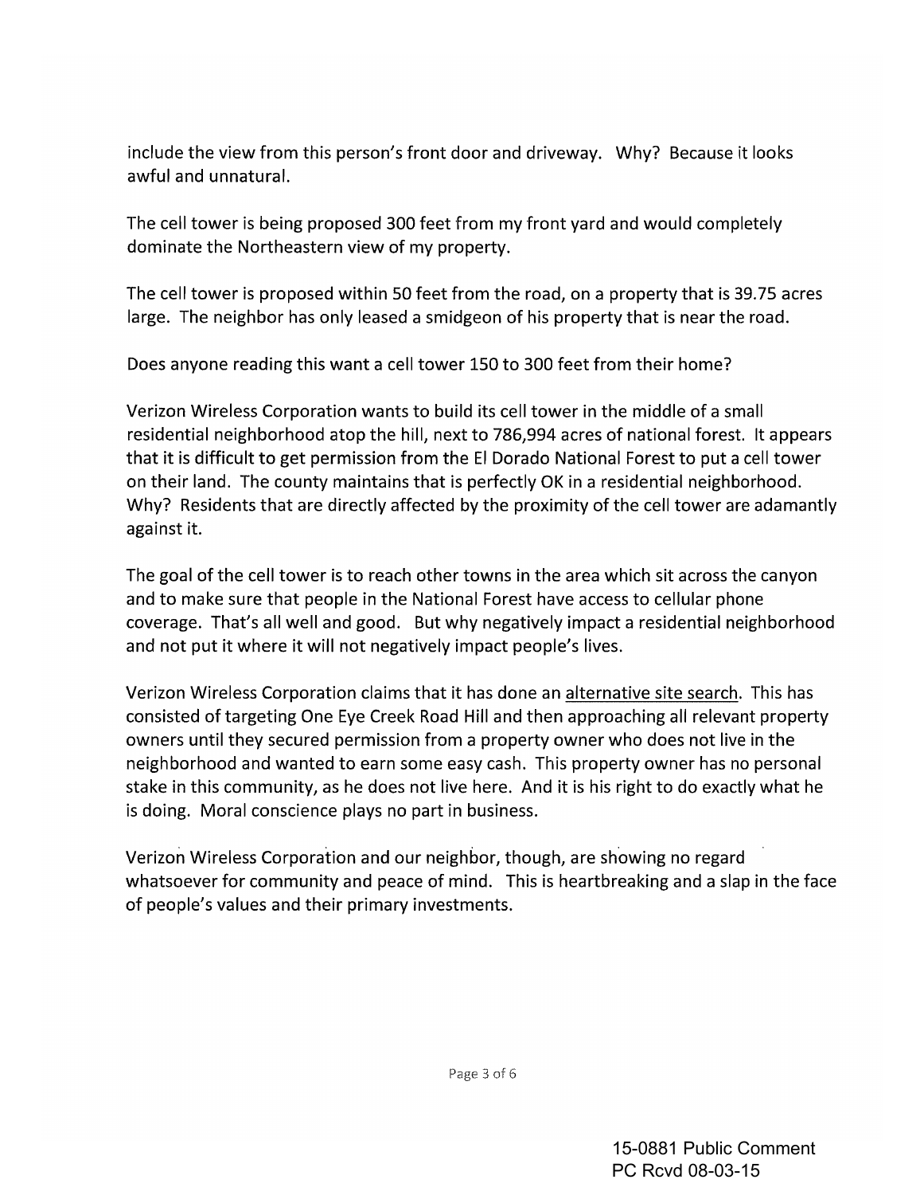include the view from this person's front door and driveway. Why? Because it looks awful and unnatural.

The cell tower is being proposed 300 feet from my front yard and would completely dominate the Northeastern view of my property.

The cell tower is proposed within 50 feet from the road, on a property that is 39.75 acres large. The neighbor has only leased a smidgeon of his property that is near the road.

Does anyone reading this want a cell tower 150 to 300 feet from their home?

Verizon Wireless Corporation wants to build its cell tower in the middle of a small residential neighborhood atop the hill, next to 786,994 acres of national forest. It appears that it is difficult to get permission from the El Dorado National Forest to put a cell tower on their land. The county maintains that is perfectly OK in a residential neighborhood. Why? Residents that are directly affected by the proximity of the cell tower are adamantly against it.

The goal of the cell tower is to reach other towns in the area which sit across the canyon and to make sure that people in the National Forest have access to cellular phone coverage. That's all well and good. But why negatively impact a residential neighborhood and not put it where it will not negatively impact people's lives.

Verizon Wireless Corporation claims that it has done an <u>alternative site search</u>. This has consisted of targeting One Eye Creek Road Hill and then approaching all relevant property owners until they secured permission from a property owner who does not live in the neighborhood and wanted to earn some easy cash. This property owner has no personal stake in this community, as he does not live here. And it is his right to do exactly what he is doing. Moral conscience plays no part in business.

Verizon Wireless Corporation and our neighbor, though, are showing no regard whatsoever for community and peace of mind. This is heartbreaking and a slap in the face of people's values and their primary investments.

15-0881 Public Comment
PC Rcvd 08-03-15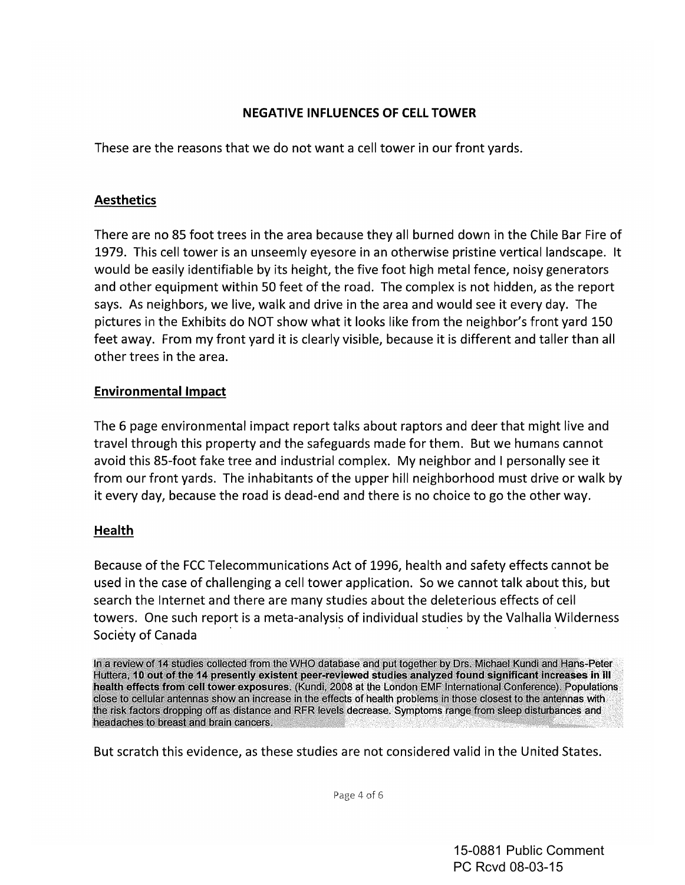## NEGATIVE INFLUENCES OF CELL TOWER

These are the reasons that we do not want a cell tower in our front yards.

### Aesthetics

There are no 85 foot trees in the area because they all burned down in the Chile Bar Fire of 1979. This cell tower is an unseemly eyesore in an otherwise pristine vertical landscape. It would be easily identifiable by its height, the five foot high metal fence, noisy generators and other equipment within 50 feet of the road. The complex is not hidden, as the report says. As neighbors, we live, walk and drive in the area and would see it every day. The pictures in the Exhibits do NOT show what it looks like from the neighbor's front yard 150 feet away. From my front yard it is clearly visible, because it is different and taller than all other trees in the area.

### Environmental Impact

The 6 page environmental impact report talks about raptors and deer that might live and travel through this property and the safeguards made for them. But we humans cannot avoid this 85-foot fake tree and industrial complex. My neighbor and I personally see it from our front yards. The inhabitants of the upper hill neighborhood must drive or walk by it every day, because the road is dead-end and there is no choice to go the other way.

### Health

Because of the FCC Telecommunications Act of 1996, health and safety effects cannot be used in the case of challenging a cell tower application. So we cannot talk about this, but search the Internet and there are many studies about the deleterious effects of cell towers. One such report is a meta-analysis of individual studies by the Valhalla Wilderness Society of Canada

> In a review of 14 studies collected from the WHO database and put together by Drs. Michael Kundi and Hans-Peter Huttera, **10 out of the 14 presently existent peer-reviewed studies analyzed found significant increases in ill health effects from cell tower exposures.** (Kundi, 2008 at the London EMF International Conference). Populations close to cellular antennas show an increase in the effects of health problems in those closest to the antennas with the risk factors dropping off as distance and RFR levels decrease. Symptoms range from sleep disturbances and headaches to breast and brain cancers.

But scratch this evidence, as these studies are not considered valid in the United States.

15-0881 Public Comment
PC Rcvd 08-03-15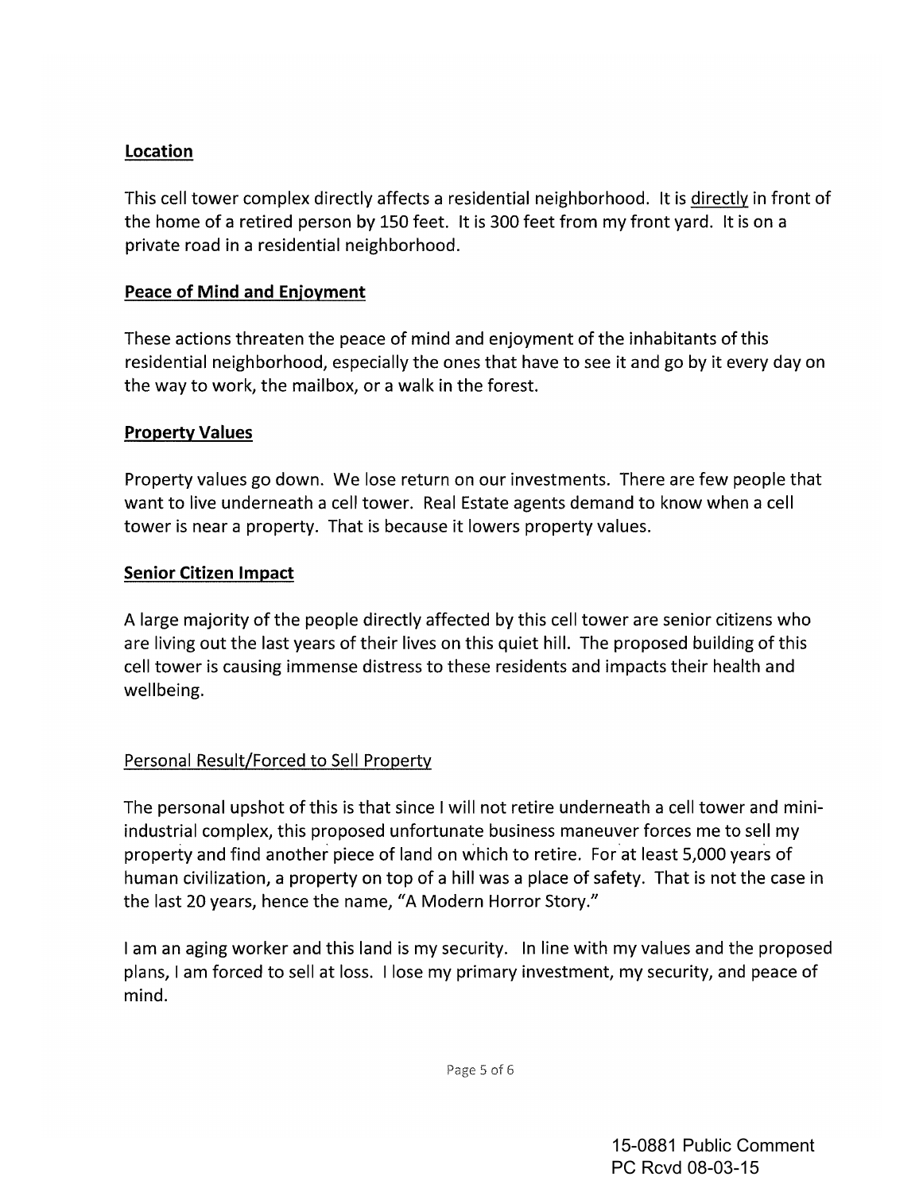**Location**

This cell tower complex directly affects a residential neighborhood. It is directly in front of the home of a retired person by 150 feet. It is 300 feet from my front yard. It is on a private road in a residential neighborhood.

**Peace of Mind and Enjoyment**

These actions threaten the peace of mind and enjoyment of the inhabitants of this residential neighborhood, especially the ones that have to see it and go by it every day on the way to work, the mailbox, or a walk in the forest.

**Property Values**

Property values go down. We lose return on our investments. There are few people that want to live underneath a cell tower. Real Estate agents demand to know when a cell tower is near a property. That is because it lowers property values.

**Senior Citizen Impact**

A large majority of the people directly affected by this cell tower are senior citizens who are living out the last years of their lives on this quiet hill. The proposed building of this cell tower is causing immense distress to these residents and impacts their health and wellbeing.

Personal Result/Forced to Sell Property

The personal upshot of this is that since I will not retire underneath a cell tower and mini-industrial complex, this proposed unfortunate business maneuver forces me to sell my property and find another piece of land on which to retire. For at least 5,000 years of human civilization, a property on top of a hill was a place of safety. That is not the case in the last 20 years, hence the name, "A Modern Horror Story."

I am an aging worker and this land is my security. In line with my values and the proposed plans, I am forced to sell at loss. I lose my primary investment, my security, and peace of mind.

15-0881 Public Comment
PC Rcvd 08-03-15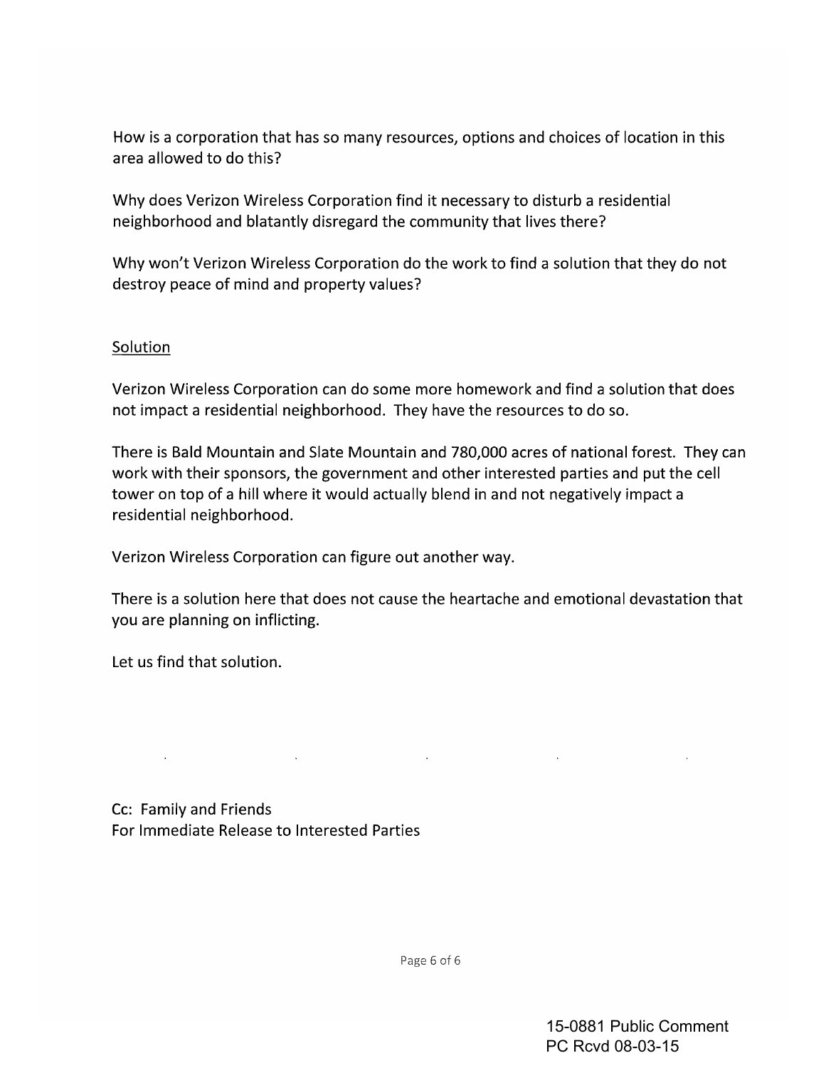How is a corporation that has so many resources, options and choices of location in this area allowed to do this?

Why does Verizon Wireless Corporation find it necessary to disturb a residential neighborhood and blatantly disregard the community that lives there?

Why won't Verizon Wireless Corporation do the work to find a solution that they do not destroy peace of mind and property values?

<u>Solution</u>

Verizon Wireless Corporation can do some more homework and find a solution that does not impact a residential neighborhood. They have the resources to do so.

There is Bald Mountain and Slate Mountain and 780,000 acres of national forest. They can work with their sponsors, the government and other interested parties and put the cell tower on top of a hill where it would actually blend in and not negatively impact a residential neighborhood.

Verizon Wireless Corporation can figure out another way.

There is a solution here that does not cause the heartache and emotional devastation that you are planning on inflicting.

Let us find that solution.

Cc: Family and Friends
For Immediate Release to Interested Parties

15-0881 Public Comment
PC Rcvd 08-03-15